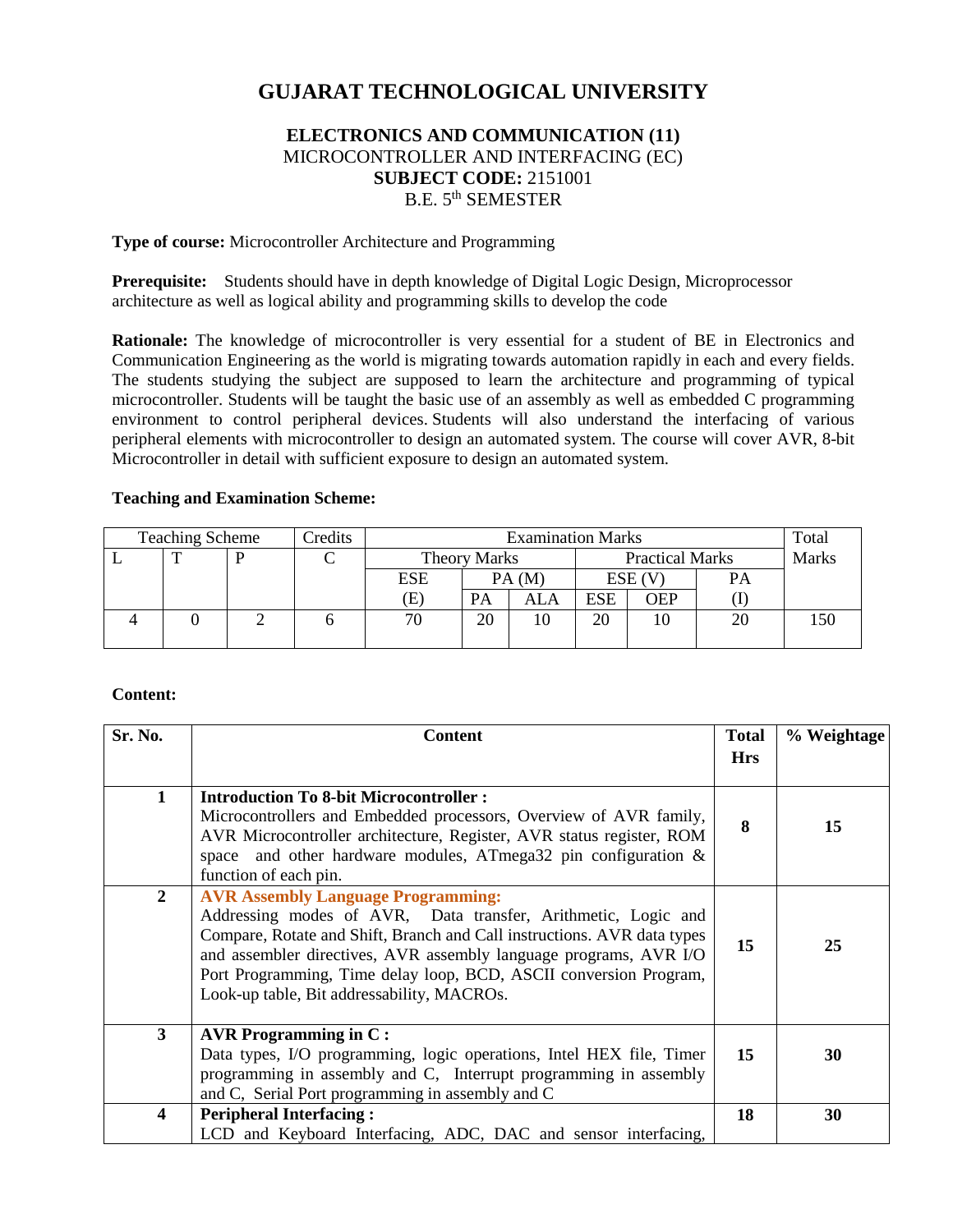# GUJARAT TECHNOLOGICAL UNIVERSITY

**ELECTRONICS AND COMMUNICATION (11)**
MICROCONTROLLER AND INTERFACING (EC)
**SUBJECT CODE:** 2151001
B.E. 5th SEMESTER

**Type of course:** Microcontroller Architecture and Programming

**Prerequisite:** Students should have in depth knowledge of Digital Logic Design, Microprocessor architecture as well as logical ability and programming skills to develop the code

**Rationale:** The knowledge of microcontroller is very essential for a student of BE in Electronics and Communication Engineering as the world is migrating towards automation rapidly in each and every fields. The students studying the subject are supposed to learn the architecture and programming of typical microcontroller. Students will be taught the basic use of an assembly as well as embedded C programming environment to control peripheral devices. Students will also understand the interfacing of various peripheral elements with microcontroller to design an automated system. The course will cover AVR, 8-bit Microcontroller in detail with sufficient exposure to design an automated system.

**Teaching and Examination Scheme:**

| Teaching Scheme | | | Credits | Examination Marks | | | | | | Total Marks |
|---|---|---|---|---|---|---|---|---|---|---|
| | | | | Theory Marks | | | Practical Marks | | | |
| L | T | P | C | ESE (E) | PA (M) | | ESE (V) | | PA (I) | |
| | | | | | PA | ALA | ESE | OEP | | |
| 4 | 0 | 2 | 6 | 70 | 20 | 10 | 20 | 10 | 20 | 150 |

**Content:**

| Sr. No. | Content | Total Hrs | % Weightage |
|---|---|---|---|
| 1 | **Introduction To 8-bit Microcontroller :** Microcontrollers and Embedded processors, Overview of AVR family, AVR Microcontroller architecture, Register, AVR status register, ROM space and other hardware modules, ATmega32 pin configuration & function of each pin. | 8 | 15 |
| 2 | **AVR Assembly Language Programming:** Addressing modes of AVR, Data transfer, Arithmetic, Logic and Compare, Rotate and Shift, Branch and Call instructions. AVR data types and assembler directives, AVR assembly language programs, AVR I/O Port Programming, Time delay loop, BCD, ASCII conversion Program, Look-up table, Bit addressability, MACROs. | 15 | 25 |
| 3 | **AVR Programming in C :** Data types, I/O programming, logic operations, Intel HEX file, Timer programming in assembly and C, Interrupt programming in assembly and C, Serial Port programming in assembly and C | 15 | 30 |
| 4 | **Peripheral Interfacing :** LCD and Keyboard Interfacing, ADC, DAC and sensor interfacing, | 18 | 30 |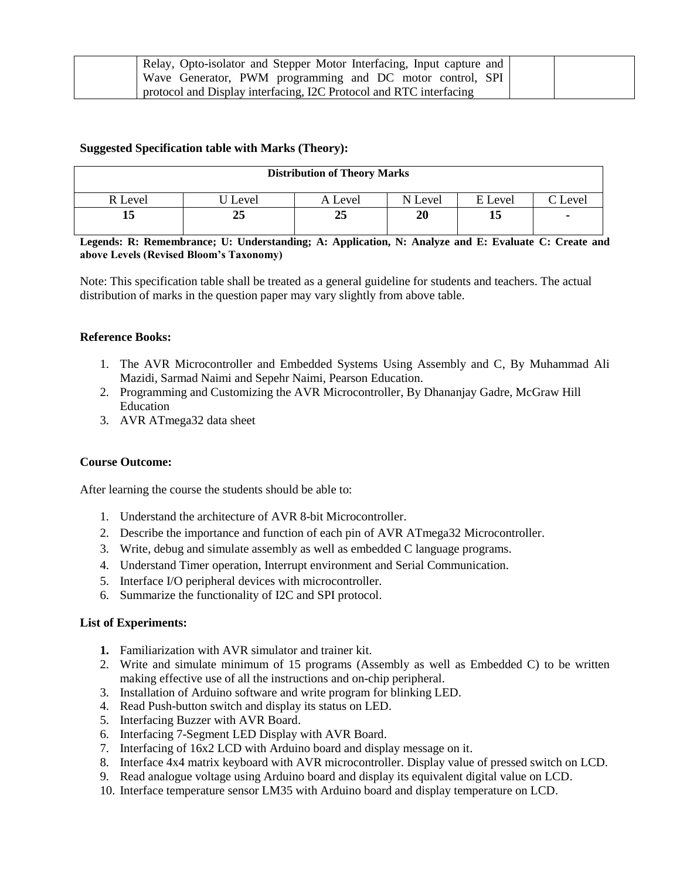| | Relay, Opto-isolator and Stepper Motor Interfacing, Input capture and Wave Generator, PWM programming and DC motor control, SPI protocol and Display interfacing, I2C Protocol and RTC interfacing | | |
|---|---|---|---|

**Suggested Specification table with Marks (Theory):**

| Distribution of Theory Marks | | | | | |
|---|---|---|---|---|---|
| R Level | U Level | A Level | N Level | E Level | C Level |
| **15** | **25** | **25** | **20** | **15** | **-** |

**Legends: R: Remembrance; U: Understanding; A: Application, N: Analyze and E: Evaluate C: Create and above Levels (Revised Bloom's Taxonomy)**

Note: This specification table shall be treated as a general guideline for students and teachers. The actual distribution of marks in the question paper may vary slightly from above table.

**Reference Books:**

1. The AVR Microcontroller and Embedded Systems Using Assembly and C, By Muhammad Ali Mazidi, Sarmad Naimi and Sepehr Naimi, Pearson Education.
2. Programming and Customizing the AVR Microcontroller, By Dhananjay Gadre, McGraw Hill Education
3. AVR ATmega32 data sheet

**Course Outcome:**

After learning the course the students should be able to:

1. Understand the architecture of AVR 8-bit Microcontroller.
2. Describe the importance and function of each pin of AVR ATmega32 Microcontroller.
3. Write, debug and simulate assembly as well as embedded C language programs.
4. Understand Timer operation, Interrupt environment and Serial Communication.
5. Interface I/O peripheral devices with microcontroller.
6. Summarize the functionality of I2C and SPI protocol.

**List of Experiments:**

1. Familiarization with AVR simulator and trainer kit.
2. Write and simulate minimum of 15 programs (Assembly as well as Embedded C) to be written making effective use of all the instructions and on-chip peripheral.
3. Installation of Arduino software and write program for blinking LED.
4. Read Push-button switch and display its status on LED.
5. Interfacing Buzzer with AVR Board.
6. Interfacing 7-Segment LED Display with AVR Board.
7. Interfacing of 16x2 LCD with Arduino board and display message on it.
8. Interface 4x4 matrix keyboard with AVR microcontroller. Display value of pressed switch on LCD.
9. Read analogue voltage using Arduino board and display its equivalent digital value on LCD.
10. Interface temperature sensor LM35 with Arduino board and display temperature on LCD.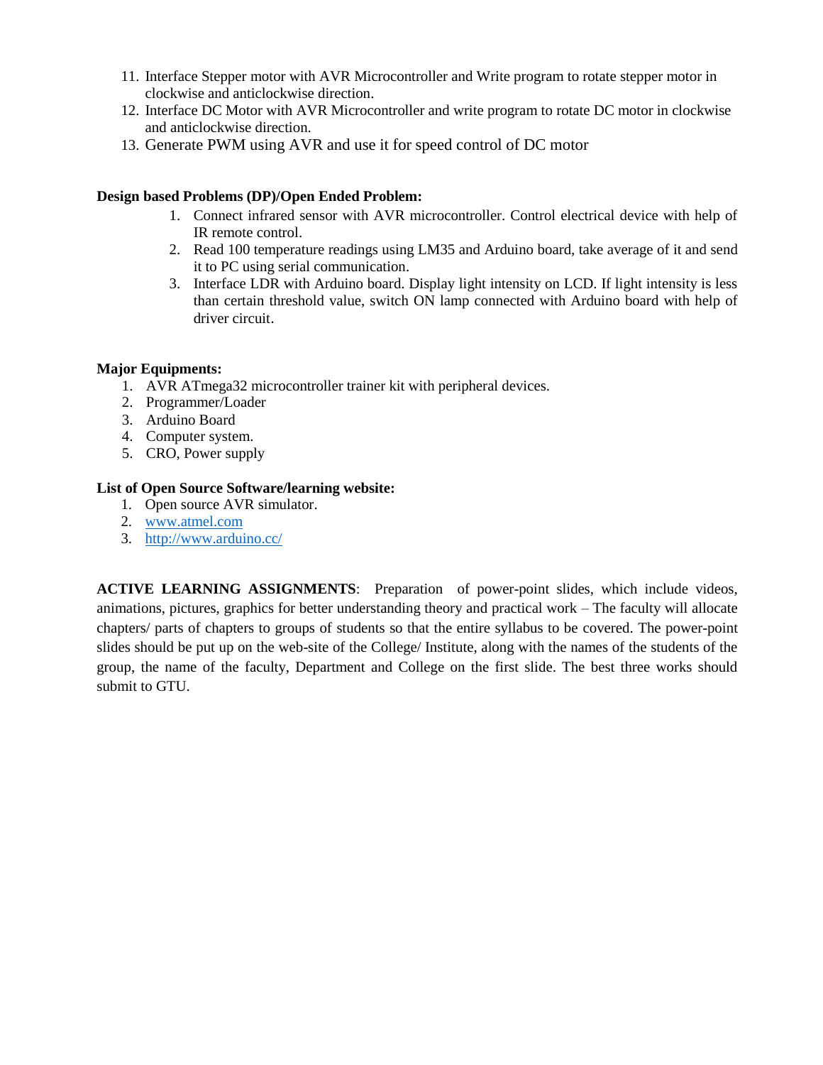11. Interface Stepper motor with AVR Microcontroller and Write program to rotate stepper motor in clockwise and anticlockwise direction.
12. Interface DC Motor with AVR Microcontroller and write program to rotate DC motor in clockwise and anticlockwise direction.
13. Generate PWM using AVR and use it for speed control of DC motor

**Design based Problems (DP)/Open Ended Problem:**

1. Connect infrared sensor with AVR microcontroller. Control electrical device with help of IR remote control.
2. Read 100 temperature readings using LM35 and Arduino board, take average of it and send it to PC using serial communication.
3. Interface LDR with Arduino board. Display light intensity on LCD. If light intensity is less than certain threshold value, switch ON lamp connected with Arduino board with help of driver circuit.

**Major Equipments:**

1. AVR ATmega32 microcontroller trainer kit with peripheral devices.
2. Programmer/Loader
3. Arduino Board
4. Computer system.
5. CRO, Power supply

**List of Open Source Software/learning website:**

1. Open source AVR simulator.
2. www.atmel.com
3. http://www.arduino.cc/

**ACTIVE LEARNING ASSIGNMENTS**: Preparation of power-point slides, which include videos, animations, pictures, graphics for better understanding theory and practical work – The faculty will allocate chapters/ parts of chapters to groups of students so that the entire syllabus to be covered. The power-point slides should be put up on the web-site of the College/ Institute, along with the names of the students of the group, the name of the faculty, Department and College on the first slide. The best three works should submit to GTU.